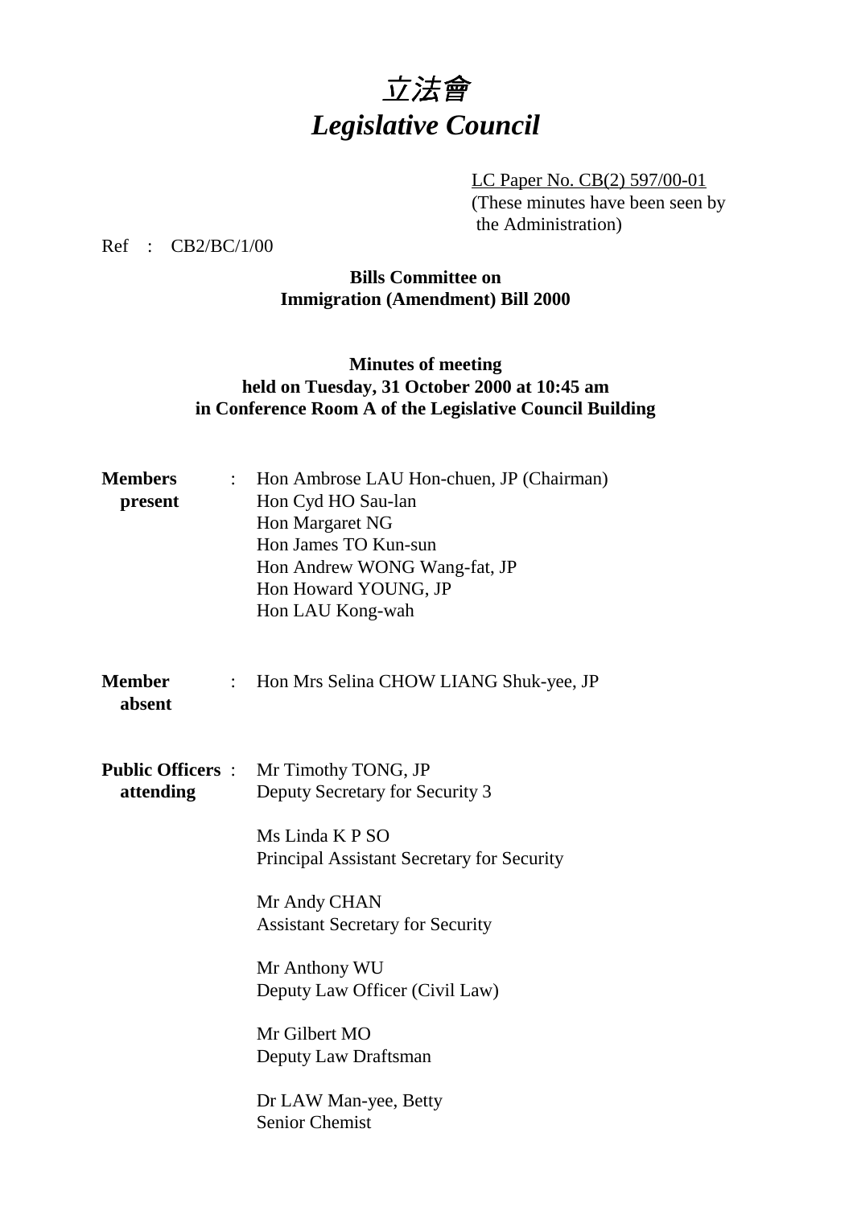# 立法會
# *Legislative Council*

LC Paper No. CB(2) 597/00-01
(These minutes have been seen by the Administration)

Ref : CB2/BC/1/00

**Bills Committee on**
**Immigration (Amendment) Bill 2000**

**Minutes of meeting**
**held on Tuesday, 31 October 2000 at 10:45 am**
**in Conference Room A of the Legislative Council Building**

**Members present** :
Hon Ambrose LAU Hon-chuen, JP (Chairman)
Hon Cyd HO Sau-lan
Hon Margaret NG
Hon James TO Kun-sun
Hon Andrew WONG Wang-fat, JP
Hon Howard YOUNG, JP
Hon LAU Kong-wah

**Member absent** :
Hon Mrs Selina CHOW LIANG Shuk-yee, JP

**Public Officers attending** :
Mr Timothy TONG, JP
Deputy Secretary for Security 3

Ms Linda K P SO
Principal Assistant Secretary for Security

Mr Andy CHAN
Assistant Secretary for Security

Mr Anthony WU
Deputy Law Officer (Civil Law)

Mr Gilbert MO
Deputy Law Draftsman

Dr LAW Man-yee, Betty
Senior Chemist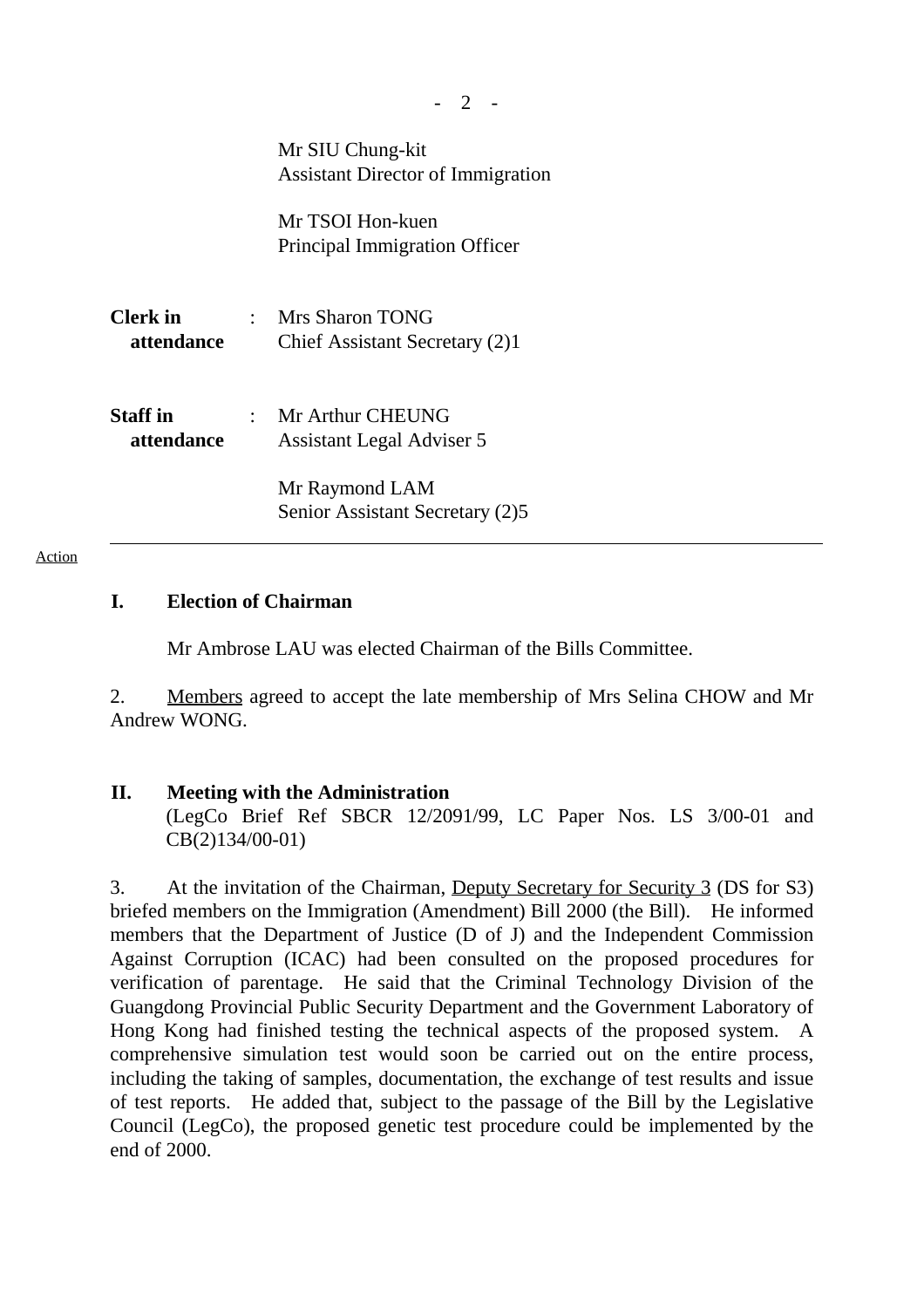Mr SIU Chung-kit
Assistant Director of Immigration

Mr TSOI Hon-kuen
Principal Immigration Officer

**Clerk in attendance** : Mrs Sharon TONG
Chief Assistant Secretary (2)1

**Staff in attendance** : Mr Arthur CHEUNG
Assistant Legal Adviser 5

Mr Raymond LAM
Senior Assistant Secretary (2)5

---

Action

## I. Election of Chairman

Mr Ambrose LAU was elected Chairman of the Bills Committee.

2. Members agreed to accept the late membership of Mrs Selina CHOW and Mr Andrew WONG.

## II. Meeting with the Administration

(LegCo Brief Ref SBCR 12/2091/99, LC Paper Nos. LS 3/00-01 and CB(2)134/00-01)

3. At the invitation of the Chairman, Deputy Secretary for Security 3 (DS for S3) briefed members on the Immigration (Amendment) Bill 2000 (the Bill). He informed members that the Department of Justice (D of J) and the Independent Commission Against Corruption (ICAC) had been consulted on the proposed procedures for verification of parentage. He said that the Criminal Technology Division of the Guangdong Provincial Public Security Department and the Government Laboratory of Hong Kong had finished testing the technical aspects of the proposed system. A comprehensive simulation test would soon be carried out on the entire process, including the taking of samples, documentation, the exchange of test results and issue of test reports. He added that, subject to the passage of the Bill by the Legislative Council (LegCo), the proposed genetic test procedure could be implemented by the end of 2000.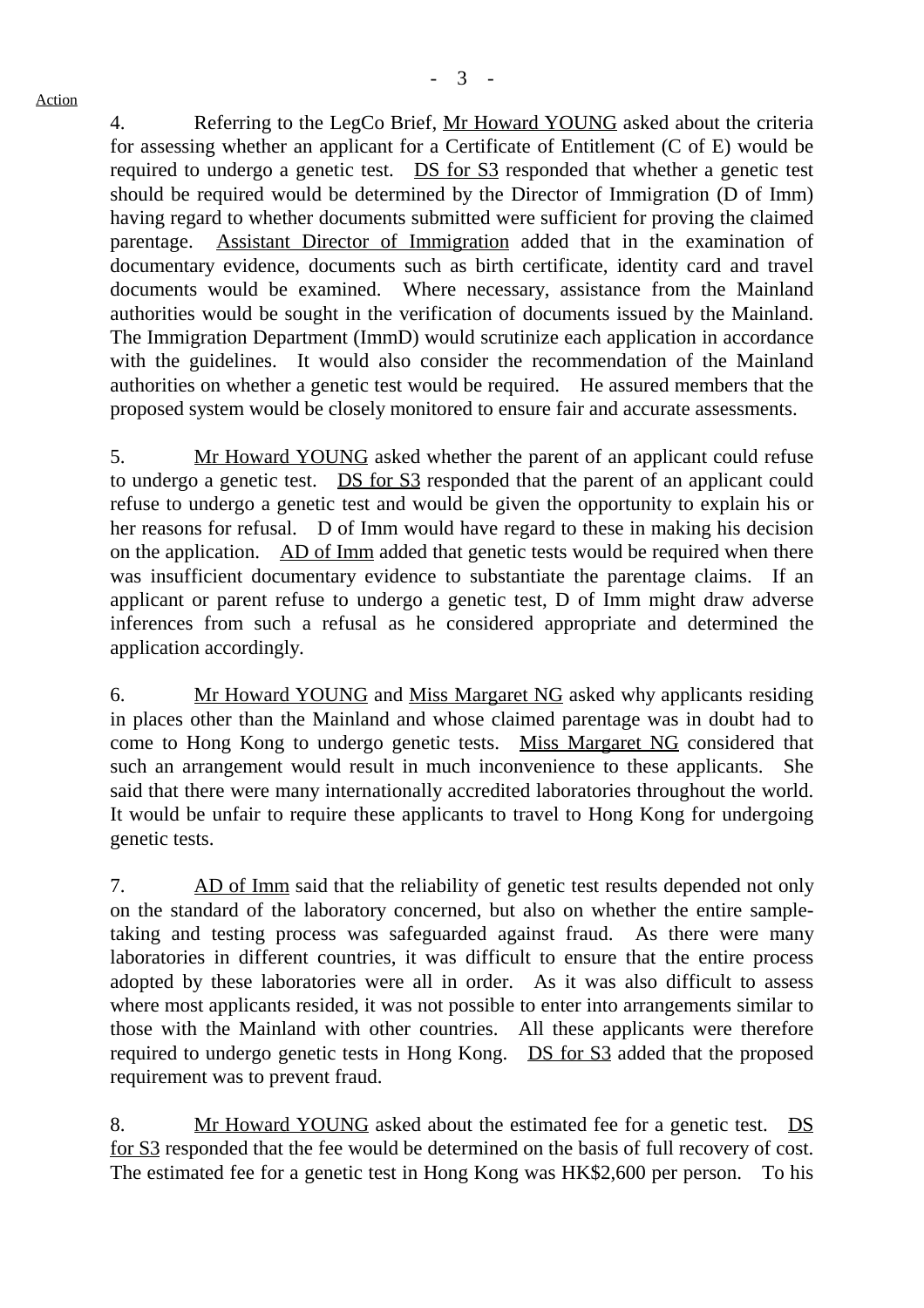Action

4. Referring to the LegCo Brief, Mr Howard YOUNG asked about the criteria for assessing whether an applicant for a Certificate of Entitlement (C of E) would be required to undergo a genetic test. DS for S3 responded that whether a genetic test should be required would be determined by the Director of Immigration (D of Imm) having regard to whether documents submitted were sufficient for proving the claimed parentage. Assistant Director of Immigration added that in the examination of documentary evidence, documents such as birth certificate, identity card and travel documents would be examined. Where necessary, assistance from the Mainland authorities would be sought in the verification of documents issued by the Mainland. The Immigration Department (ImmD) would scrutinize each application in accordance with the guidelines. It would also consider the recommendation of the Mainland authorities on whether a genetic test would be required. He assured members that the proposed system would be closely monitored to ensure fair and accurate assessments.

5. Mr Howard YOUNG asked whether the parent of an applicant could refuse to undergo a genetic test. DS for S3 responded that the parent of an applicant could refuse to undergo a genetic test and would be given the opportunity to explain his or her reasons for refusal. D of Imm would have regard to these in making his decision on the application. AD of Imm added that genetic tests would be required when there was insufficient documentary evidence to substantiate the parentage claims. If an applicant or parent refuse to undergo a genetic test, D of Imm might draw adverse inferences from such a refusal as he considered appropriate and determined the application accordingly.

6. Mr Howard YOUNG and Miss Margaret NG asked why applicants residing in places other than the Mainland and whose claimed parentage was in doubt had to come to Hong Kong to undergo genetic tests. Miss Margaret NG considered that such an arrangement would result in much inconvenience to these applicants. She said that there were many internationally accredited laboratories throughout the world. It would be unfair to require these applicants to travel to Hong Kong for undergoing genetic tests.

7. AD of Imm said that the reliability of genetic test results depended not only on the standard of the laboratory concerned, but also on whether the entire sample-taking and testing process was safeguarded against fraud. As there were many laboratories in different countries, it was difficult to ensure that the entire process adopted by these laboratories were all in order. As it was also difficult to assess where most applicants resided, it was not possible to enter into arrangements similar to those with the Mainland with other countries. All these applicants were therefore required to undergo genetic tests in Hong Kong. DS for S3 added that the proposed requirement was to prevent fraud.

8. Mr Howard YOUNG asked about the estimated fee for a genetic test. DS for S3 responded that the fee would be determined on the basis of full recovery of cost. The estimated fee for a genetic test in Hong Kong was HK$2,600 per person. To his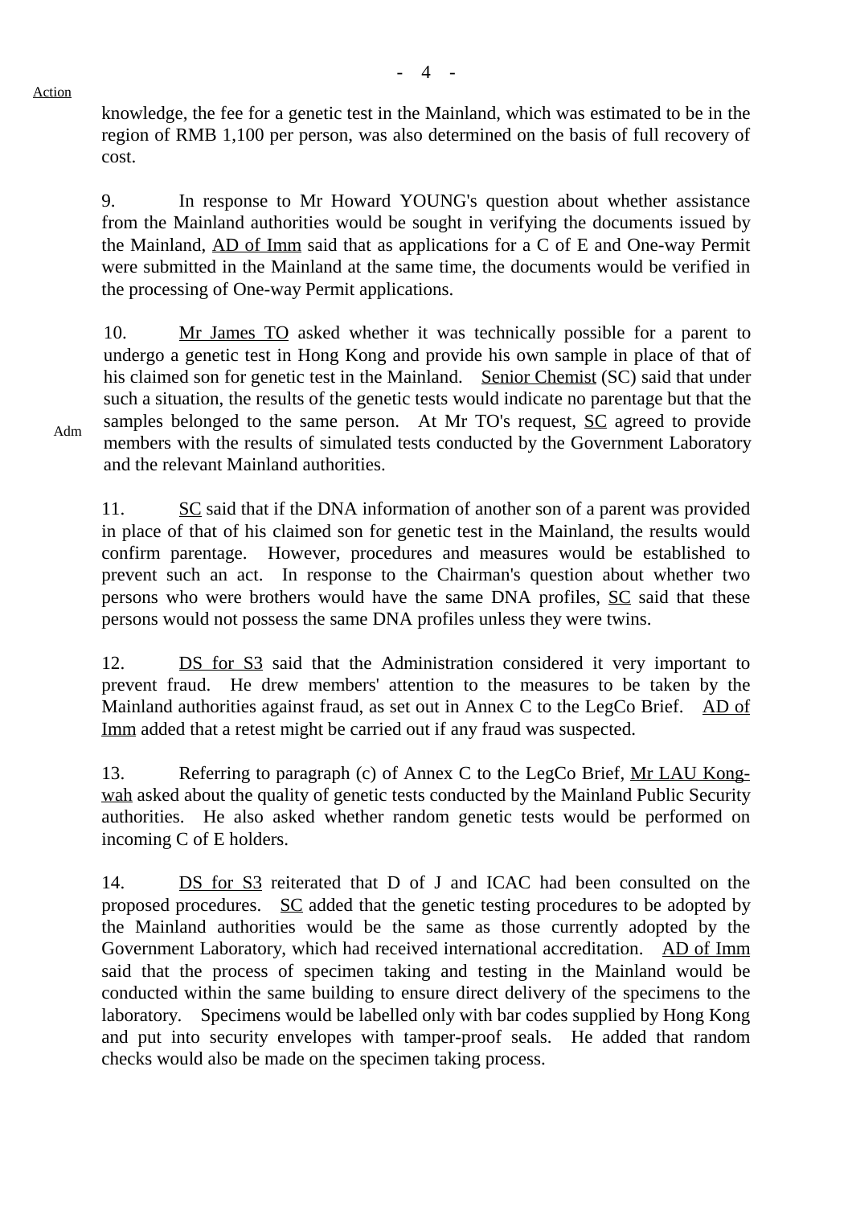Action

knowledge, the fee for a genetic test in the Mainland, which was estimated to be in the region of RMB 1,100 per person, was also determined on the basis of full recovery of cost.

9. In response to Mr Howard YOUNG's question about whether assistance from the Mainland authorities would be sought in verifying the documents issued by the Mainland, AD of Imm said that as applications for a C of E and One-way Permit were submitted in the Mainland at the same time, the documents would be verified in the processing of One-way Permit applications.

10. Mr James TO asked whether it was technically possible for a parent to undergo a genetic test in Hong Kong and provide his own sample in place of that of his claimed son for genetic test in the Mainland. Senior Chemist (SC) said that under such a situation, the results of the genetic tests would indicate no parentage but that the samples belonged to the same person. At Mr TO's request, SC agreed to provide members with the results of simulated tests conducted by the Government Laboratory and the relevant Mainland authorities.

Adm

11. SC said that if the DNA information of another son of a parent was provided in place of that of his claimed son for genetic test in the Mainland, the results would confirm parentage. However, procedures and measures would be established to prevent such an act. In response to the Chairman's question about whether two persons who were brothers would have the same DNA profiles, SC said that these persons would not possess the same DNA profiles unless they were twins.

12. DS for S3 said that the Administration considered it very important to prevent fraud. He drew members' attention to the measures to be taken by the Mainland authorities against fraud, as set out in Annex C to the LegCo Brief. AD of Imm added that a retest might be carried out if any fraud was suspected.

13. Referring to paragraph (c) of Annex C to the LegCo Brief, Mr LAU Kong-wah asked about the quality of genetic tests conducted by the Mainland Public Security authorities. He also asked whether random genetic tests would be performed on incoming C of E holders.

14. DS for S3 reiterated that D of J and ICAC had been consulted on the proposed procedures. SC added that the genetic testing procedures to be adopted by the Mainland authorities would be the same as those currently adopted by the Government Laboratory, which had received international accreditation. AD of Imm said that the process of specimen taking and testing in the Mainland would be conducted within the same building to ensure direct delivery of the specimens to the laboratory. Specimens would be labelled only with bar codes supplied by Hong Kong and put into security envelopes with tamper-proof seals. He added that random checks would also be made on the specimen taking process.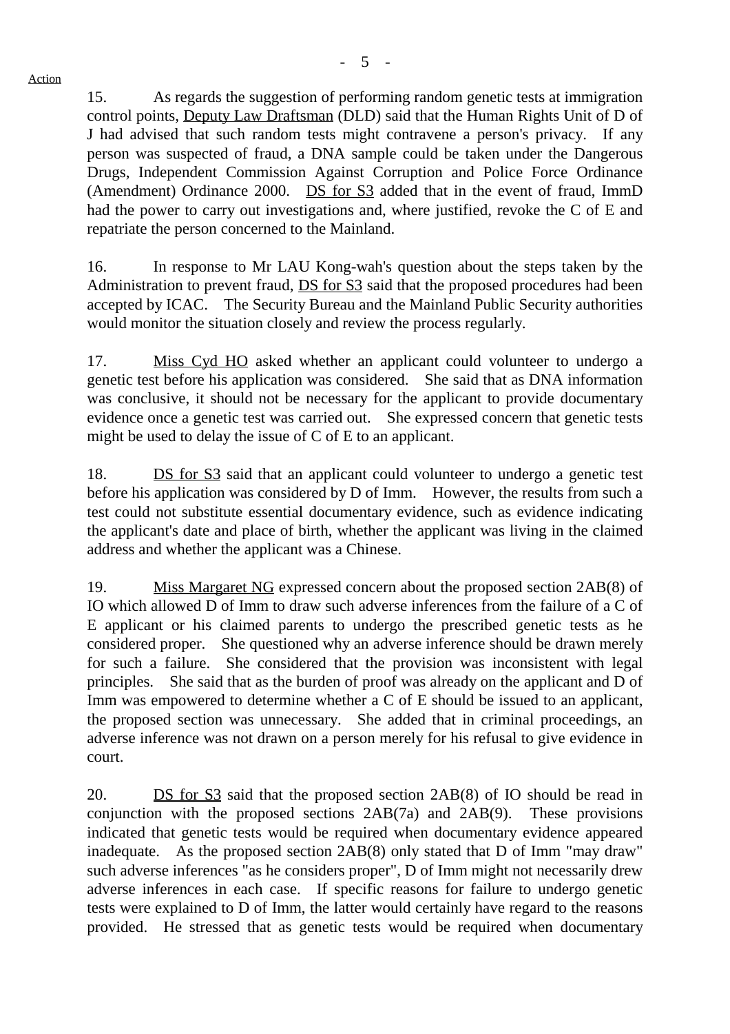15. As regards the suggestion of performing random genetic tests at immigration control points, Deputy Law Draftsman (DLD) said that the Human Rights Unit of D of J had advised that such random tests might contravene a person's privacy. If any person was suspected of fraud, a DNA sample could be taken under the Dangerous Drugs, Independent Commission Against Corruption and Police Force Ordinance (Amendment) Ordinance 2000. DS for S3 added that in the event of fraud, ImmD had the power to carry out investigations and, where justified, revoke the C of E and repatriate the person concerned to the Mainland.

16. In response to Mr LAU Kong-wah's question about the steps taken by the Administration to prevent fraud, DS for S3 said that the proposed procedures had been accepted by ICAC. The Security Bureau and the Mainland Public Security authorities would monitor the situation closely and review the process regularly.

17. Miss Cyd HO asked whether an applicant could volunteer to undergo a genetic test before his application was considered. She said that as DNA information was conclusive, it should not be necessary for the applicant to provide documentary evidence once a genetic test was carried out. She expressed concern that genetic tests might be used to delay the issue of C of E to an applicant.

18. DS for S3 said that an applicant could volunteer to undergo a genetic test before his application was considered by D of Imm. However, the results from such a test could not substitute essential documentary evidence, such as evidence indicating the applicant's date and place of birth, whether the applicant was living in the claimed address and whether the applicant was a Chinese.

19. Miss Margaret NG expressed concern about the proposed section 2AB(8) of IO which allowed D of Imm to draw such adverse inferences from the failure of a C of E applicant or his claimed parents to undergo the prescribed genetic tests as he considered proper. She questioned why an adverse inference should be drawn merely for such a failure. She considered that the provision was inconsistent with legal principles. She said that as the burden of proof was already on the applicant and D of Imm was empowered to determine whether a C of E should be issued to an applicant, the proposed section was unnecessary. She added that in criminal proceedings, an adverse inference was not drawn on a person merely for his refusal to give evidence in court.

20. DS for S3 said that the proposed section 2AB(8) of IO should be read in conjunction with the proposed sections 2AB(7a) and 2AB(9). These provisions indicated that genetic tests would be required when documentary evidence appeared inadequate. As the proposed section 2AB(8) only stated that D of Imm "may draw" such adverse inferences "as he considers proper", D of Imm might not necessarily drew adverse inferences in each case. If specific reasons for failure to undergo genetic tests were explained to D of Imm, the latter would certainly have regard to the reasons provided. He stressed that as genetic tests would be required when documentary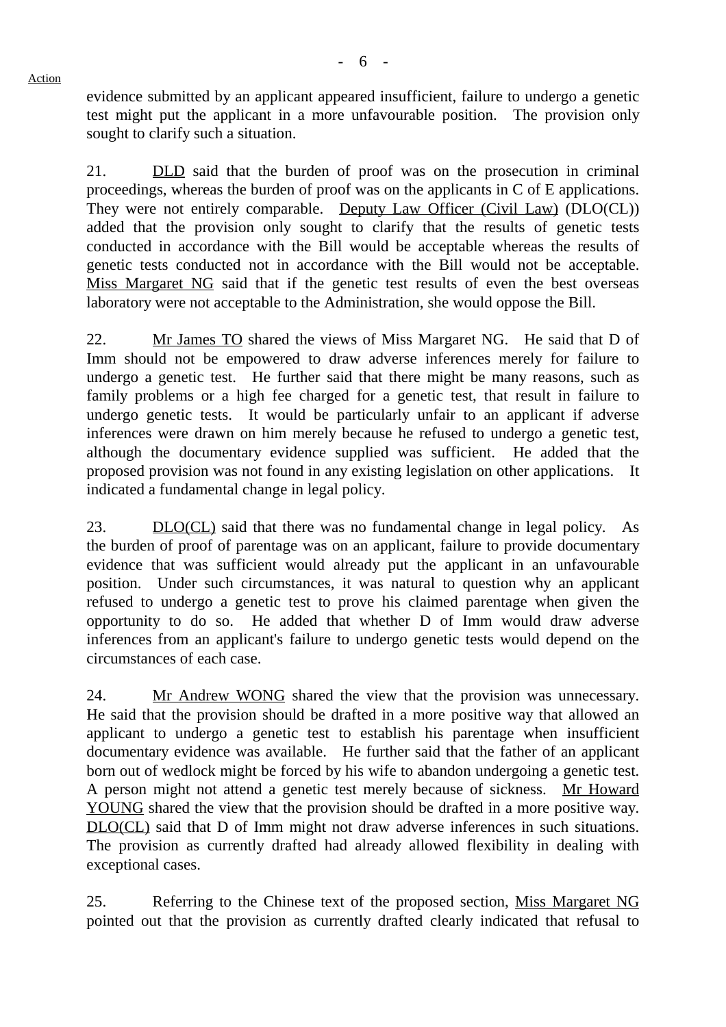Action

evidence submitted by an applicant appeared insufficient, failure to undergo a genetic test might put the applicant in a more unfavourable position. The provision only sought to clarify such a situation.

21. DLD said that the burden of proof was on the prosecution in criminal proceedings, whereas the burden of proof was on the applicants in C of E applications. They were not entirely comparable. Deputy Law Officer (Civil Law) (DLO(CL)) added that the provision only sought to clarify that the results of genetic tests conducted in accordance with the Bill would be acceptable whereas the results of genetic tests conducted not in accordance with the Bill would not be acceptable. Miss Margaret NG said that if the genetic test results of even the best overseas laboratory were not acceptable to the Administration, she would oppose the Bill.

22. Mr James TO shared the views of Miss Margaret NG. He said that D of Imm should not be empowered to draw adverse inferences merely for failure to undergo a genetic test. He further said that there might be many reasons, such as family problems or a high fee charged for a genetic test, that result in failure to undergo genetic tests. It would be particularly unfair to an applicant if adverse inferences were drawn on him merely because he refused to undergo a genetic test, although the documentary evidence supplied was sufficient. He added that the proposed provision was not found in any existing legislation on other applications. It indicated a fundamental change in legal policy.

23. DLO(CL) said that there was no fundamental change in legal policy. As the burden of proof of parentage was on an applicant, failure to provide documentary evidence that was sufficient would already put the applicant in an unfavourable position. Under such circumstances, it was natural to question why an applicant refused to undergo a genetic test to prove his claimed parentage when given the opportunity to do so. He added that whether D of Imm would draw adverse inferences from an applicant's failure to undergo genetic tests would depend on the circumstances of each case.

24. Mr Andrew WONG shared the view that the provision was unnecessary. He said that the provision should be drafted in a more positive way that allowed an applicant to undergo a genetic test to establish his parentage when insufficient documentary evidence was available. He further said that the father of an applicant born out of wedlock might be forced by his wife to abandon undergoing a genetic test. A person might not attend a genetic test merely because of sickness. Mr Howard YOUNG shared the view that the provision should be drafted in a more positive way. DLO(CL) said that D of Imm might not draw adverse inferences in such situations. The provision as currently drafted had already allowed flexibility in dealing with exceptional cases.

25. Referring to the Chinese text of the proposed section, Miss Margaret NG pointed out that the provision as currently drafted clearly indicated that refusal to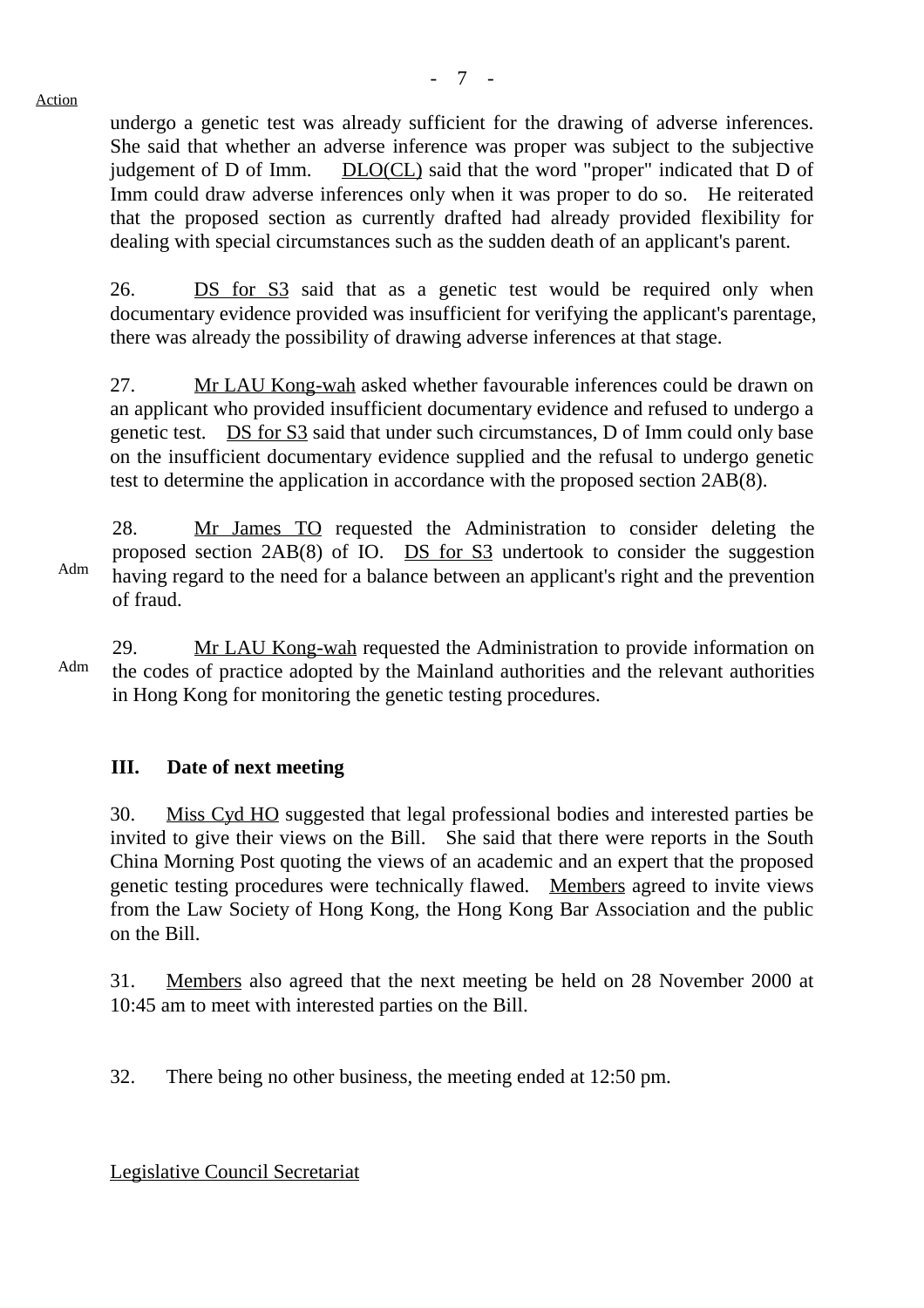Action

undergo a genetic test was already sufficient for the drawing of adverse inferences. She said that whether an adverse inference was proper was subject to the subjective judgement of D of Imm. DLO(CL) said that the word "proper" indicated that D of Imm could draw adverse inferences only when it was proper to do so. He reiterated that the proposed section as currently drafted had already provided flexibility for dealing with special circumstances such as the sudden death of an applicant's parent.

26. DS for S3 said that as a genetic test would be required only when documentary evidence provided was insufficient for verifying the applicant's parentage, there was already the possibility of drawing adverse inferences at that stage.

27. Mr LAU Kong-wah asked whether favourable inferences could be drawn on an applicant who provided insufficient documentary evidence and refused to undergo a genetic test. DS for S3 said that under such circumstances, D of Imm could only base on the insufficient documentary evidence supplied and the refusal to undergo genetic test to determine the application in accordance with the proposed section 2AB(8).

Adm

28. Mr James TO requested the Administration to consider deleting the proposed section 2AB(8) of IO. DS for S3 undertook to consider the suggestion having regard to the need for a balance between an applicant's right and the prevention of fraud.

Adm

29. Mr LAU Kong-wah requested the Administration to provide information on the codes of practice adopted by the Mainland authorities and the relevant authorities in Hong Kong for monitoring the genetic testing procedures.

## III. Date of next meeting

30. Miss Cyd HO suggested that legal professional bodies and interested parties be invited to give their views on the Bill. She said that there were reports in the South China Morning Post quoting the views of an academic and an expert that the proposed genetic testing procedures were technically flawed. Members agreed to invite views from the Law Society of Hong Kong, the Hong Kong Bar Association and the public on the Bill.

31. Members also agreed that the next meeting be held on 28 November 2000 at 10:45 am to meet with interested parties on the Bill.

32. There being no other business, the meeting ended at 12:50 pm.

Legislative Council Secretariat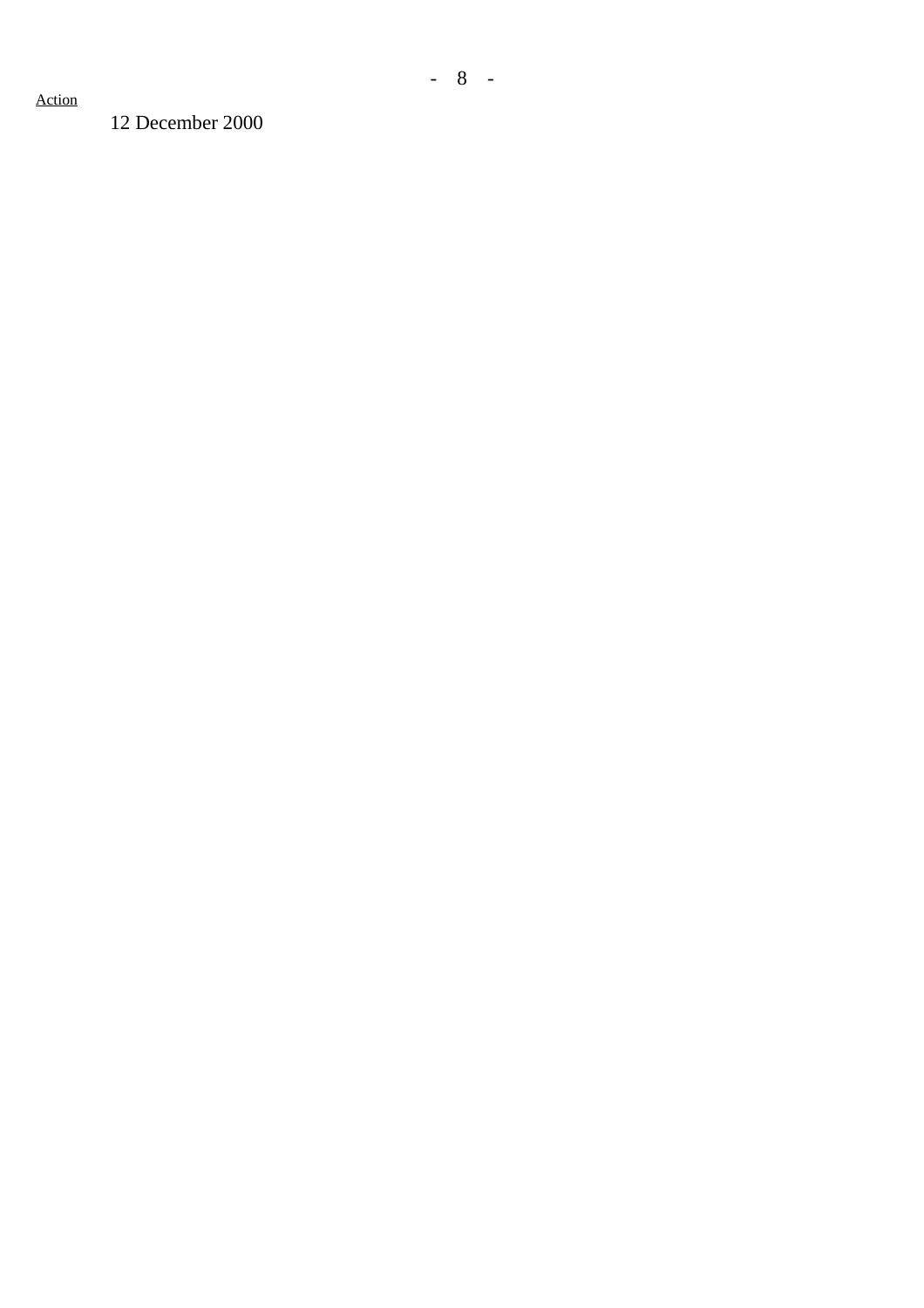Action

12 December 2000